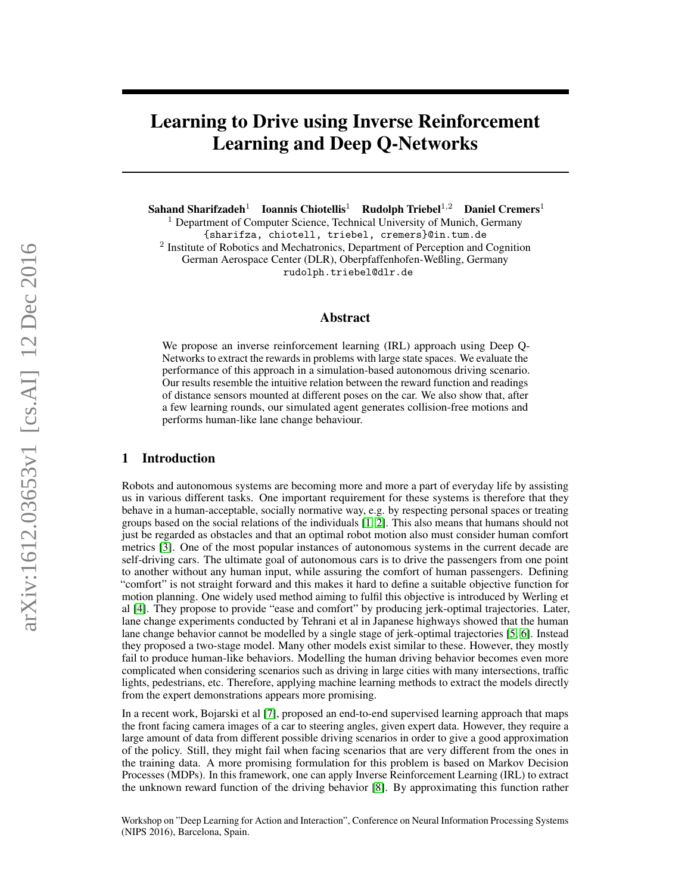# Learning to Drive using Inverse Reinforcement Learning and Deep Q-Networks

**Sahand Sharifzadeh**[1] **Ioannis Chiotellis**[1] **Rudolph Triebel**[1,2] **Daniel Cremers**[1]

[1] Department of Computer Science, Technical University of Munich, Germany
{sharifza, chiotell, triebel, cremers}@in.tum.de

[2] Institute of Robotics and Mechatronics, Department of Perception and Cognition
German Aerospace Center (DLR), Oberpfaffenhofen-Weßling, Germany
rudolph.triebel@dlr.de

## Abstract

We propose an inverse reinforcement learning (IRL) approach using Deep Q-Networks to extract the rewards in problems with large state spaces. We evaluate the performance of this approach in a simulation-based autonomous driving scenario. Our results resemble the intuitive relation between the reward function and readings of distance sensors mounted at different poses on the car. We also show that, after a few learning rounds, our simulated agent generates collision-free motions and performs human-like lane change behaviour.

## 1 Introduction

Robots and autonomous systems are becoming more and more a part of everyday life by assisting us in various different tasks. One important requirement for these systems is therefore that they behave in a human-acceptable, socially normative way, e.g. by respecting personal spaces or treating groups based on the social relations of the individuals [1, 2]. This also means that humans should not just be regarded as obstacles and that an optimal robot motion also must consider human comfort metrics [3]. One of the most popular instances of autonomous systems in the current decade are self-driving cars. The ultimate goal of autonomous cars is to drive the passengers from one point to another without any human input, while assuring the comfort of human passengers. Defining "comfort" is not straight forward and this makes it hard to define a suitable objective function for motion planning. One widely used method aiming to fulfil this objective is introduced by Werling et al [4]. They propose to provide "ease and comfort" by producing jerk-optimal trajectories. Later, lane change experiments conducted by Tehrani et al in Japanese highways showed that the human lane change behavior cannot be modelled by a single stage of jerk-optimal trajectories [5, 6]. Instead they proposed a two-stage model. Many other models exist similar to these. However, they mostly fail to produce human-like behaviors. Modelling the human driving behavior becomes even more complicated when considering scenarios such as driving in large cities with many intersections, traffic lights, pedestrians, etc. Therefore, applying machine learning methods to extract the models directly from the expert demonstrations appears more promising.

In a recent work, Bojarski et al [7], proposed an end-to-end supervised learning approach that maps the front facing camera images of a car to steering angles, given expert data. However, they require a large amount of data from different possible driving scenarios in order to give a good approximation of the policy. Still, they might fail when facing scenarios that are very different from the ones in the training data. A more promising formulation for this problem is based on Markov Decision Processes (MDPs). In this framework, one can apply Inverse Reinforcement Learning (IRL) to extract the unknown reward function of the driving behavior [8]. By approximating this function rather

Workshop on "Deep Learning for Action and Interaction", Conference on Neural Information Processing Systems (NIPS 2016), Barcelona, Spain.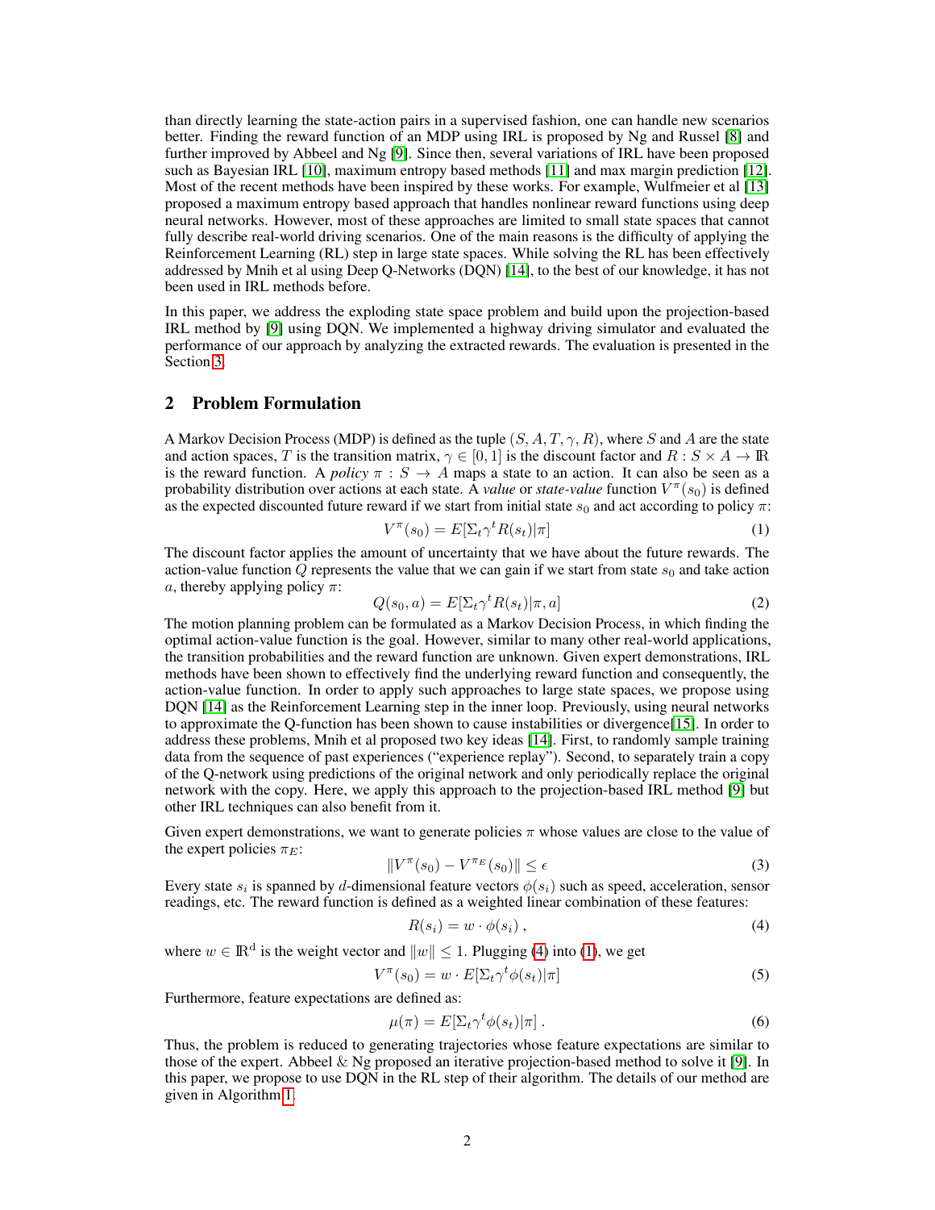than directly learning the state-action pairs in a supervised fashion, one can handle new scenarios better. Finding the reward function of an MDP using IRL is proposed by Ng and Russel [8] and further improved by Abbeel and Ng [9]. Since then, several variations of IRL have been proposed such as Bayesian IRL [10], maximum entropy based methods [11] and max margin prediction [12]. Most of the recent methods have been inspired by these works. For example, Wulfmeier et al [13] proposed a maximum entropy based approach that handles nonlinear reward functions using deep neural networks. However, most of these approaches are limited to small state spaces that cannot fully describe real-world driving scenarios. One of the main reasons is the difficulty of applying the Reinforcement Learning (RL) step in large state spaces. While solving the RL has been effectively addressed by Mnih et al using Deep Q-Networks (DQN) [14], to the best of our knowledge, it has not been used in IRL methods before.

In this paper, we address the exploding state space problem and build upon the projection-based IRL method by [9] using DQN. We implemented a highway driving simulator and evaluated the performance of our approach by analyzing the extracted rewards. The evaluation is presented in the Section 3.

## 2 Problem Formulation

A Markov Decision Process (MDP) is defined as the tuple $(S, A, T, \gamma, R)$, where $S$ and $A$ are the state and action spaces, $T$ is the transition matrix, $\gamma \in [0, 1]$ is the discount factor and $R : S \times A \rightarrow \mathbb{R}$ is the reward function. A *policy* $\pi : S \rightarrow A$ maps a state to an action. It can also be seen as a probability distribution over actions at each state. A *value* or *state-value* function $V^{\pi}(s_0)$ is defined as the expected discounted future reward if we start from initial state $s_0$ and act according to policy $\pi$:

$$V^{\pi}(s_0) = E[\Sigma_t \gamma^t R(s_t) | \pi] \tag{1}$$

The discount factor applies the amount of uncertainty that we have about the future rewards. The action-value function $Q$ represents the value that we can gain if we start from state $s_0$ and take action $a$, thereby applying policy $\pi$:

$$Q(s_0, a) = E[\Sigma_t \gamma^t R(s_t) | \pi, a] \tag{2}$$

The motion planning problem can be formulated as a Markov Decision Process, in which finding the optimal action-value function is the goal. However, similar to many other real-world applications, the transition probabilities and the reward function are unknown. Given expert demonstrations, IRL methods have been shown to effectively find the underlying reward function and consequently, the action-value function. In order to apply such approaches to large state spaces, we propose using DQN [14] as the Reinforcement Learning step in the inner loop. Previously, using neural networks to approximate the Q-function has been shown to cause instabilities or divergence[15]. In order to address these problems, Mnih et al proposed two key ideas [14]. First, to randomly sample training data from the sequence of past experiences ("experience replay"). Second, to separately train a copy of the Q-network using predictions of the original network and only periodically replace the original network with the copy. Here, we apply this approach to the projection-based IRL method [9] but other IRL techniques can also benefit from it.

Given expert demonstrations, we want to generate policies $\pi$ whose values are close to the value of the expert policies $\pi_E$:

$$\|V^{\pi}(s_0) - V^{\pi_E}(s_0)\| \leq \epsilon \tag{3}$$

Every state $s_i$ is spanned by $d$-dimensional feature vectors $\phi(s_i)$ such as speed, acceleration, sensor readings, etc. The reward function is defined as a weighted linear combination of these features:

$$R(s_i) = w \cdot \phi(s_i) \ , \tag{4}$$

where $w \in \mathbb{R}^d$ is the weight vector and $\|w\| \leq 1$. Plugging (4) into (1), we get

$$V^{\pi}(s_0) = w \cdot E[\Sigma_t \gamma^t \phi(s_t) | \pi] \tag{5}$$

Furthermore, feature expectations are defined as:

$$\mu(\pi) = E[\Sigma_t \gamma^t \phi(s_t) | \pi] \ . \tag{6}$$

Thus, the problem is reduced to generating trajectories whose feature expectations are similar to those of the expert. Abbeel & Ng proposed an iterative projection-based method to solve it [9]. In this paper, we propose to use DQN in the RL step of their algorithm. The details of our method are given in Algorithm 1.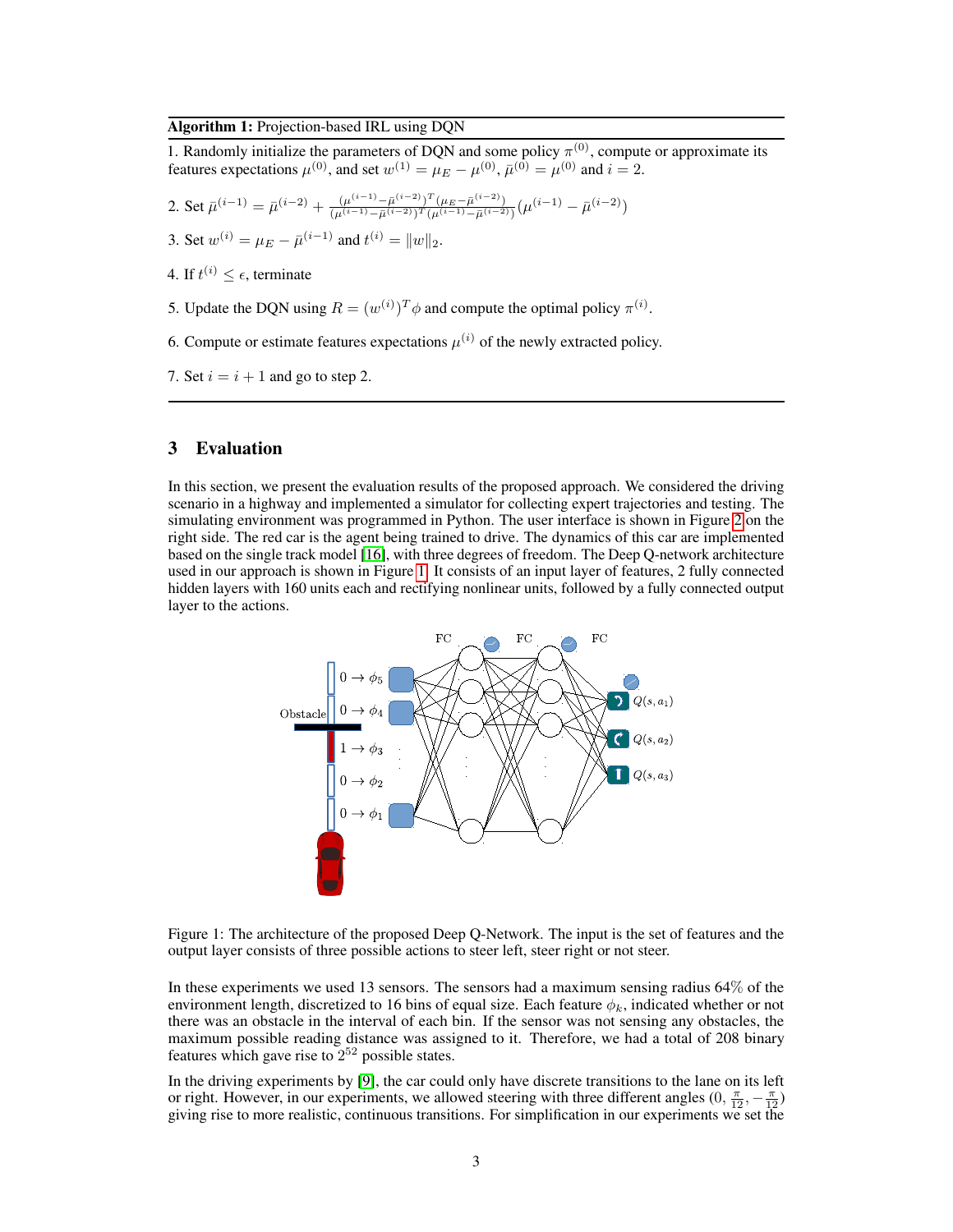**Algorithm 1:** Projection-based IRL using DQN

1. Randomly initialize the parameters of DQN and some policy $\pi^{(0)}$, compute or approximate its features expectations $\mu^{(0)}$, and set $w^{(1)} = \mu_E - \mu^{(0)}$, $\bar{\mu}^{(0)} = \mu^{(0)}$ and $i = 2$.

2. Set $\bar{\mu}^{(i-1)} = \bar{\mu}^{(i-2)} + \frac{(\mu^{(i-1)} - \bar{\mu}^{(i-2)})^T(\mu_E - \bar{\mu}^{(i-2)})}{(\mu^{(i-1)} - \bar{\mu}^{(i-2)})^T(\mu^{(i-1)} - \bar{\mu}^{(i-2)})}(\mu^{(i-1)} - \bar{\mu}^{(i-2)})$

3. Set $w^{(i)} = \mu_E - \bar{\mu}^{(i-1)}$ and $t^{(i)} = \|w\|_2$.

4. If $t^{(i)} \leq \epsilon$, terminate

5. Update the DQN using $R = (w^{(i)})^T\phi$ and compute the optimal policy $\pi^{(i)}$.

6. Compute or estimate features expectations $\mu^{(i)}$ of the newly extracted policy.

7. Set $i = i + 1$ and go to step 2.

## 3 Evaluation

In this section, we present the evaluation results of the proposed approach. We considered the driving scenario in a highway and implemented a simulator for collecting expert trajectories and testing. The simulating environment was programmed in Python. The user interface is shown in Figure 2 on the right side. The red car is the agent being trained to drive. The dynamics of this car are implemented based on the single track model [16], with three degrees of freedom. The Deep Q-network architecture used in our approach is shown in Figure 1. It consists of an input layer of features, 2 fully connected hidden layers with 160 units each and rectifying nonlinear units, followed by a fully connected output layer to the actions.

FC FC FC

Obstacle

$0 \rightarrow \phi_5$

$0 \rightarrow \phi_4$

$1 \rightarrow \phi_3$

$0 \rightarrow \phi_2$

$0 \rightarrow \phi_1$

$Q(s, a_1)$

$Q(s, a_2)$

$Q(s, a_3)$

Figure 1: The architecture of the proposed Deep Q-Network. The input is the set of features and the output layer consists of three possible actions to steer left, steer right or not steer.

In these experiments we used 13 sensors. The sensors had a maximum sensing radius 64% of the environment length, discretized to 16 bins of equal size. Each feature $\phi_k$, indicated whether or not there was an obstacle in the interval of each bin. If the sensor was not sensing any obstacles, the maximum possible reading distance was assigned to it. Therefore, we had a total of 208 binary features which gave rise to $2^{52}$ possible states.

In the driving experiments by [9], the car could only have discrete transitions to the lane on its left or right. However, in our experiments, we allowed steering with three different angles $(0, \frac{\pi}{12}, -\frac{\pi}{12})$ giving rise to more realistic, continuous transitions. For simplification in our experiments we set the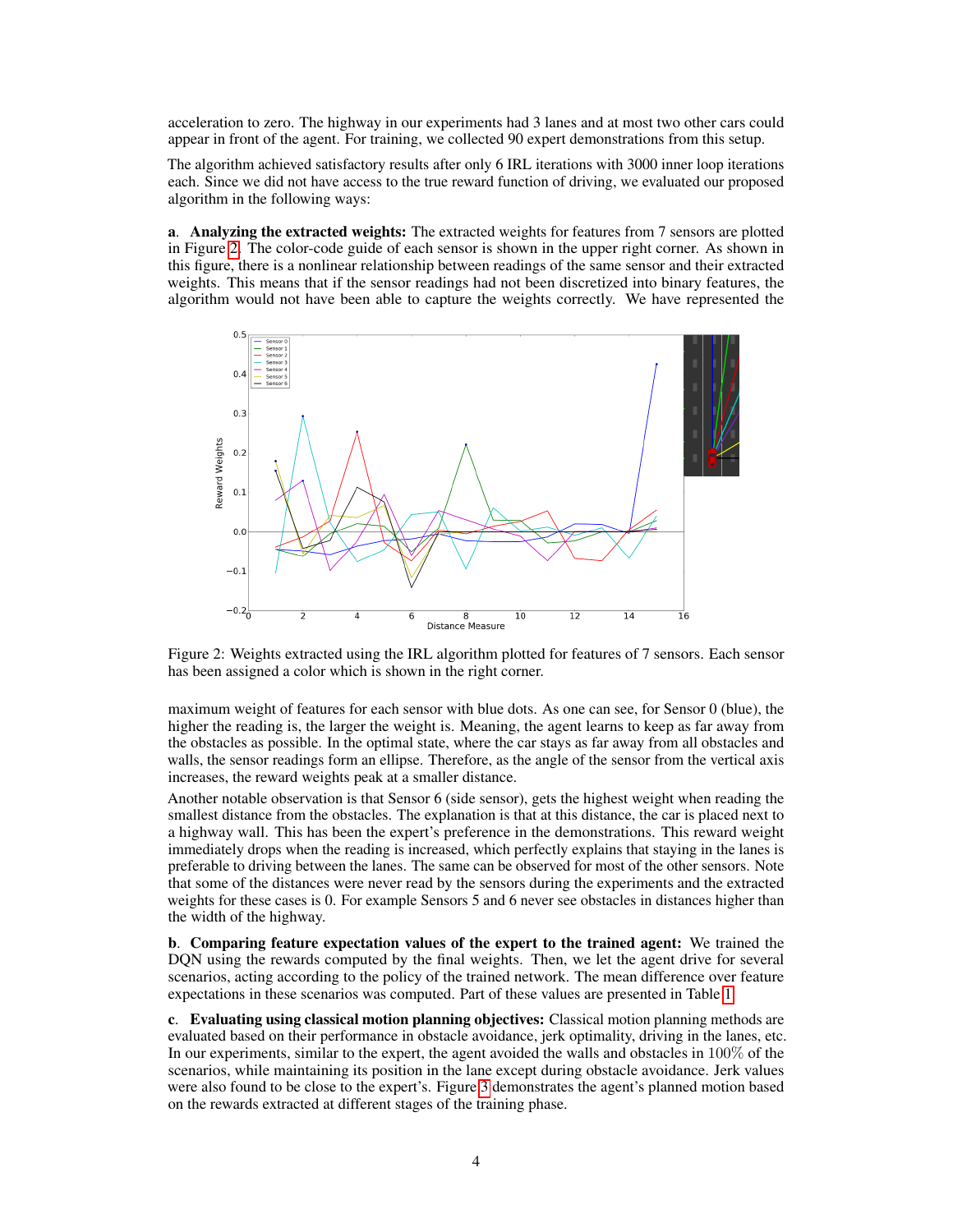acceleration to zero. The highway in our experiments had 3 lanes and at most two other cars could appear in front of the agent. For training, we collected 90 expert demonstrations from this setup.

The algorithm achieved satisfactory results after only 6 IRL iterations with 3000 inner loop iterations each. Since we did not have access to the true reward function of driving, we evaluated our proposed algorithm in the following ways:

**a**. **Analyzing the extracted weights:** The extracted weights for features from 7 sensors are plotted in Figure 2. The color-code guide of each sensor is shown in the upper right corner. As shown in this figure, there is a nonlinear relationship between readings of the same sensor and their extracted weights. This means that if the sensor readings had not been discretized into binary features, the algorithm would not have been able to capture the weights correctly. We have represented the

Reward Weights

Distance Measure

Sensor 0
Sensor 1
Sensor 2
Sensor 3
Sensor 4
Sensor 5
Sensor 6

0.5
0.4
0.3
0.2
0.1
0.0
−0.1
−0.2

0
2
4
6
8
10
12
14
16

Figure 2: Weights extracted using the IRL algorithm plotted for features of 7 sensors. Each sensor has been assigned a color which is shown in the right corner.

maximum weight of features for each sensor with blue dots. As one can see, for Sensor 0 (blue), the higher the reading is, the larger the weight is. Meaning, the agent learns to keep as far away from the obstacles as possible. In the optimal state, where the car stays as far away from all obstacles and walls, the sensor readings form an ellipse. Therefore, as the angle of the sensor from the vertical axis increases, the reward weights peak at a smaller distance.

Another notable observation is that Sensor 6 (side sensor), gets the highest weight when reading the smallest distance from the obstacles. The explanation is that at this distance, the car is placed next to a highway wall. This has been the expert's preference in the demonstrations. This reward weight immediately drops when the reading is increased, which perfectly explains that staying in the lanes is preferable to driving between the lanes. The same can be observed for most of the other sensors. Note that some of the distances were never read by the sensors during the experiments and the extracted weights for these cases is 0. For example Sensors 5 and 6 never see obstacles in distances higher than the width of the highway.

**b**. **Comparing feature expectation values of the expert to the trained agent:** We trained the DQN using the rewards computed by the final weights. Then, we let the agent drive for several scenarios, acting according to the policy of the trained network. The mean difference over feature expectations in these scenarios was computed. Part of these values are presented in Table 1.

**c**. **Evaluating using classical motion planning objectives:** Classical motion planning methods are evaluated based on their performance in obstacle avoidance, jerk optimality, driving in the lanes, etc. In our experiments, similar to the expert, the agent avoided the walls and obstacles in $100\%$ of the scenarios, while maintaining its position in the lane except during obstacle avoidance. Jerk values were also found to be close to the expert's. Figure 3 demonstrates the agent's planned motion based on the rewards extracted at different stages of the training phase.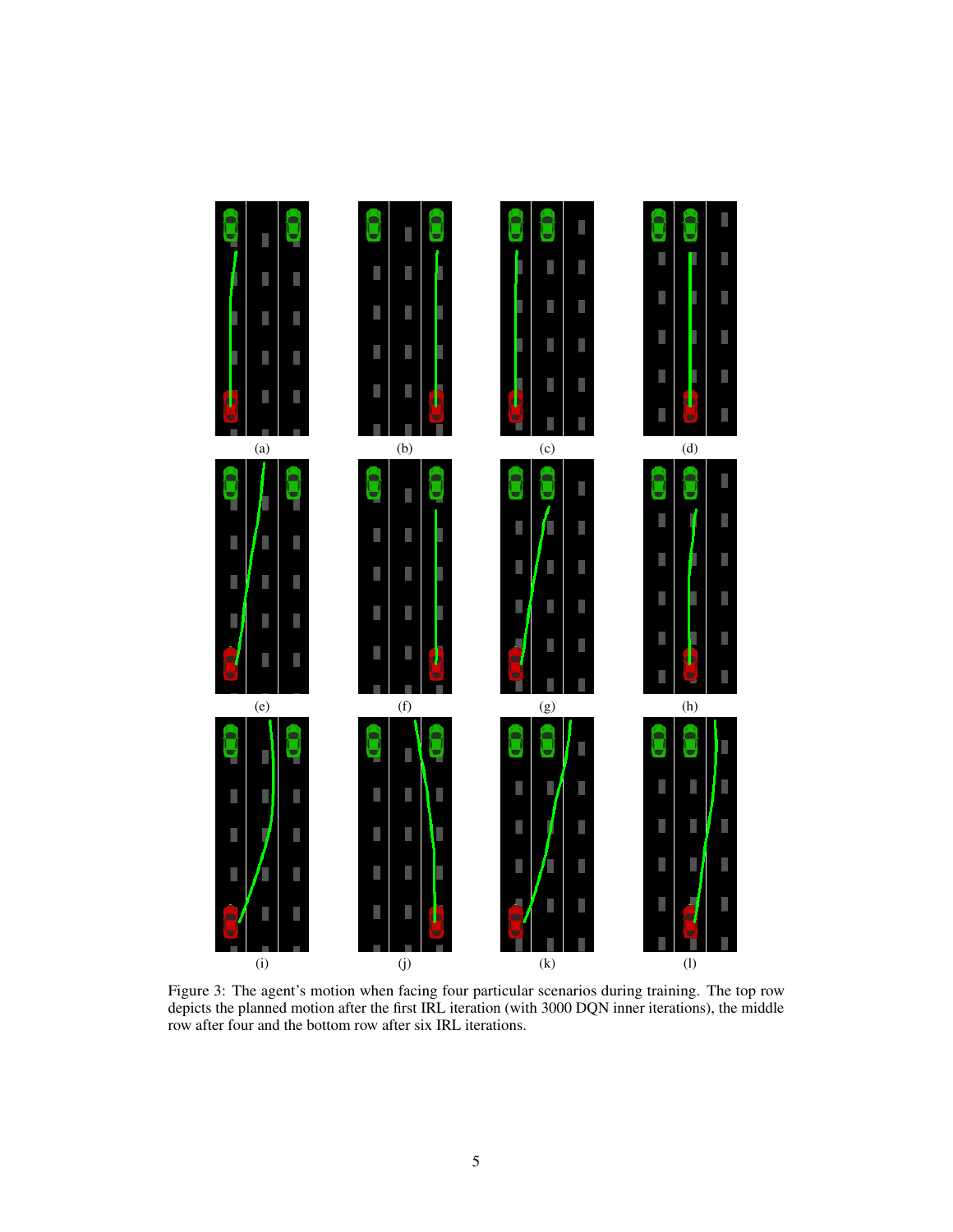(a)

(b)

(c)

(d)

(e)

(f)

(g)

(h)

(i)

(j)

(k)

(l)

Figure 3: The agent's motion when facing four particular scenarios during training. The top row depicts the planned motion after the first IRL iteration (with 3000 DQN inner iterations), the middle row after four and the bottom row after six IRL iterations.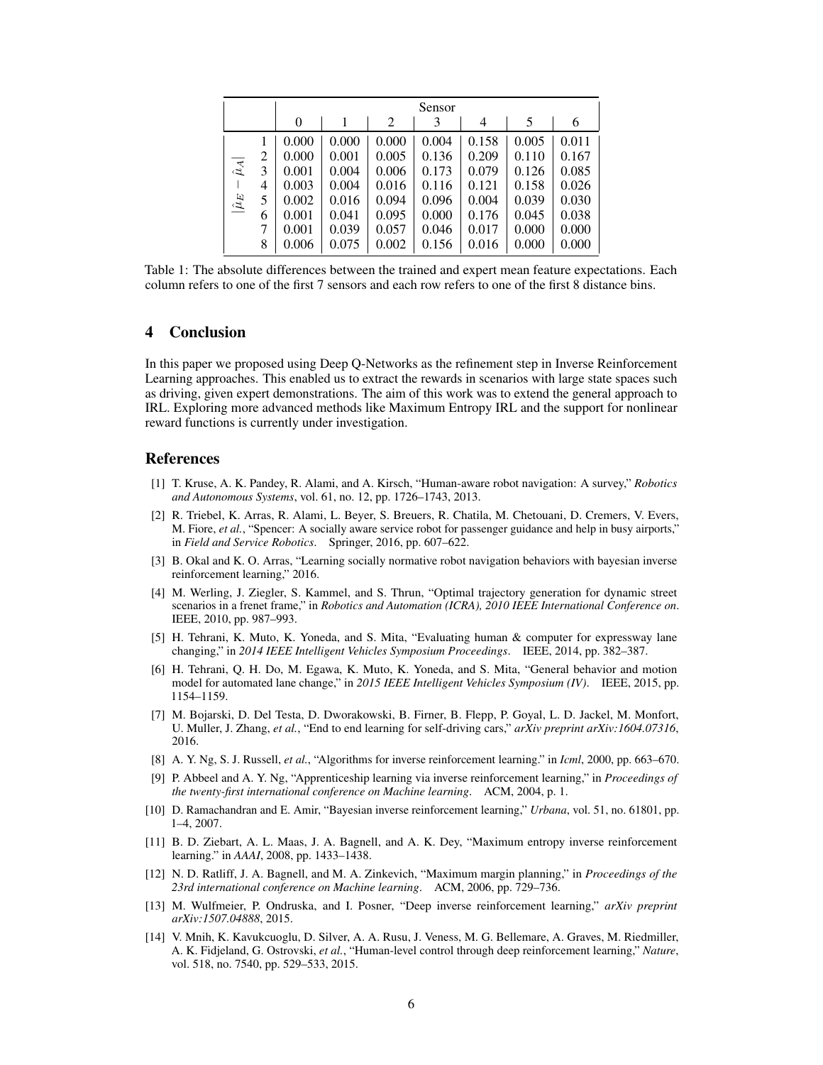| | | Sensor | | | | | | |
|---|---|---|---|---|---|---|---|---|
| | | 0 | 1 | 2 | 3 | 4 | 5 | 6 |
| $\lvert\hat{\mu}_E - \hat{\mu}_A\rvert$ | 1 | 0.000 | 0.000 | 0.000 | 0.004 | 0.158 | 0.005 | 0.011 |
| | 2 | 0.000 | 0.001 | 0.005 | 0.136 | 0.209 | 0.110 | 0.167 |
| | 3 | 0.001 | 0.004 | 0.006 | 0.173 | 0.079 | 0.126 | 0.085 |
| | 4 | 0.003 | 0.004 | 0.016 | 0.116 | 0.121 | 0.158 | 0.026 |
| | 5 | 0.002 | 0.016 | 0.094 | 0.096 | 0.004 | 0.039 | 0.030 |
| | 6 | 0.001 | 0.041 | 0.095 | 0.000 | 0.176 | 0.045 | 0.038 |
| | 7 | 0.001 | 0.039 | 0.057 | 0.046 | 0.017 | 0.000 | 0.000 |
| | 8 | 0.006 | 0.075 | 0.002 | 0.156 | 0.016 | 0.000 | 0.000 |

Table 1: The absolute differences between the trained and expert mean feature expectations. Each column refers to one of the first 7 sensors and each row refers to one of the first 8 distance bins.

## 4 Conclusion

In this paper we proposed using Deep Q-Networks as the refinement step in Inverse Reinforcement Learning approaches. This enabled us to extract the rewards in scenarios with large state spaces such as driving, given expert demonstrations. The aim of this work was to extend the general approach to IRL. Exploring more advanced methods like Maximum Entropy IRL and the support for nonlinear reward functions is currently under investigation.

## References

[1] T. Kruse, A. K. Pandey, R. Alami, and A. Kirsch, "Human-aware robot navigation: A survey," *Robotics and Autonomous Systems*, vol. 61, no. 12, pp. 1726–1743, 2013.

[2] R. Triebel, K. Arras, R. Alami, L. Beyer, S. Breuers, R. Chatila, M. Chetouani, D. Cremers, V. Evers, M. Fiore, *et al.*, "Spencer: A socially aware service robot for passenger guidance and help in busy airports," in *Field and Service Robotics*. Springer, 2016, pp. 607–622.

[3] B. Okal and K. O. Arras, "Learning socially normative robot navigation behaviors with bayesian inverse reinforcement learning," 2016.

[4] M. Werling, J. Ziegler, S. Kammel, and S. Thrun, "Optimal trajectory generation for dynamic street scenarios in a frenet frame," in *Robotics and Automation (ICRA), 2010 IEEE International Conference on*. IEEE, 2010, pp. 987–993.

[5] H. Tehrani, K. Muto, K. Yoneda, and S. Mita, "Evaluating human & computer for expressway lane changing," in *2014 IEEE Intelligent Vehicles Symposium Proceedings*. IEEE, 2014, pp. 382–387.

[6] H. Tehrani, Q. H. Do, M. Egawa, K. Muto, K. Yoneda, and S. Mita, "General behavior and motion model for automated lane change," in *2015 IEEE Intelligent Vehicles Symposium (IV)*. IEEE, 2015, pp. 1154–1159.

[7] M. Bojarski, D. Del Testa, D. Dworakowski, B. Firner, B. Flepp, P. Goyal, L. D. Jackel, M. Monfort, U. Muller, J. Zhang, *et al.*, "End to end learning for self-driving cars," *arXiv preprint arXiv:1604.07316*, 2016.

[8] A. Y. Ng, S. J. Russell, *et al.*, "Algorithms for inverse reinforcement learning." in *Icml*, 2000, pp. 663–670.

[9] P. Abbeel and A. Y. Ng, "Apprenticeship learning via inverse reinforcement learning," in *Proceedings of the twenty-first international conference on Machine learning*. ACM, 2004, p. 1.

[10] D. Ramachandran and E. Amir, "Bayesian inverse reinforcement learning," *Urbana*, vol. 51, no. 61801, pp. 1–4, 2007.

[11] B. D. Ziebart, A. L. Maas, J. A. Bagnell, and A. K. Dey, "Maximum entropy inverse reinforcement learning." in *AAAI*, 2008, pp. 1433–1438.

[12] N. D. Ratliff, J. A. Bagnell, and M. A. Zinkevich, "Maximum margin planning," in *Proceedings of the 23rd international conference on Machine learning*. ACM, 2006, pp. 729–736.

[13] M. Wulfmeier, P. Ondruska, and I. Posner, "Deep inverse reinforcement learning," *arXiv preprint arXiv:1507.04888*, 2015.

[14] V. Mnih, K. Kavukcuoglu, D. Silver, A. A. Rusu, J. Veness, M. G. Bellemare, A. Graves, M. Riedmiller, A. K. Fidjeland, G. Ostrovski, *et al.*, "Human-level control through deep reinforcement learning," *Nature*, vol. 518, no. 7540, pp. 529–533, 2015.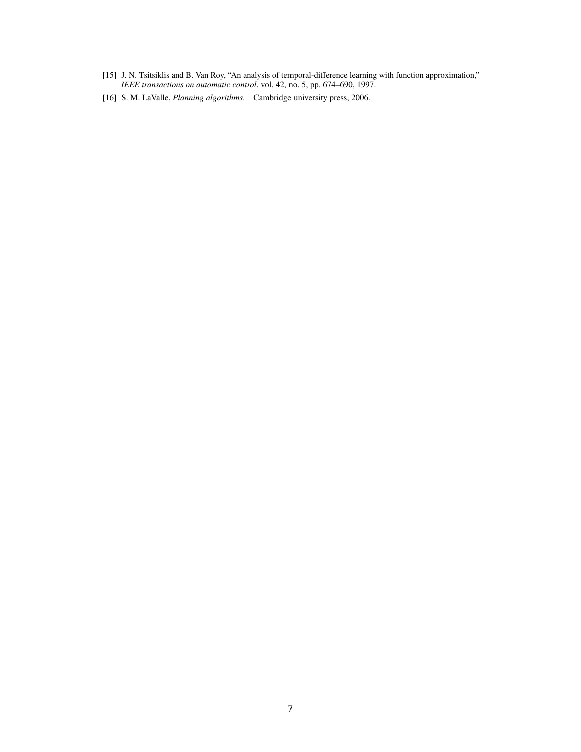[15] J. N. Tsitsiklis and B. Van Roy, "An analysis of temporal-difference learning with function approximation," *IEEE transactions on automatic control*, vol. 42, no. 5, pp. 674–690, 1997.

[16] S. M. LaValle, *Planning algorithms*. Cambridge university press, 2006.